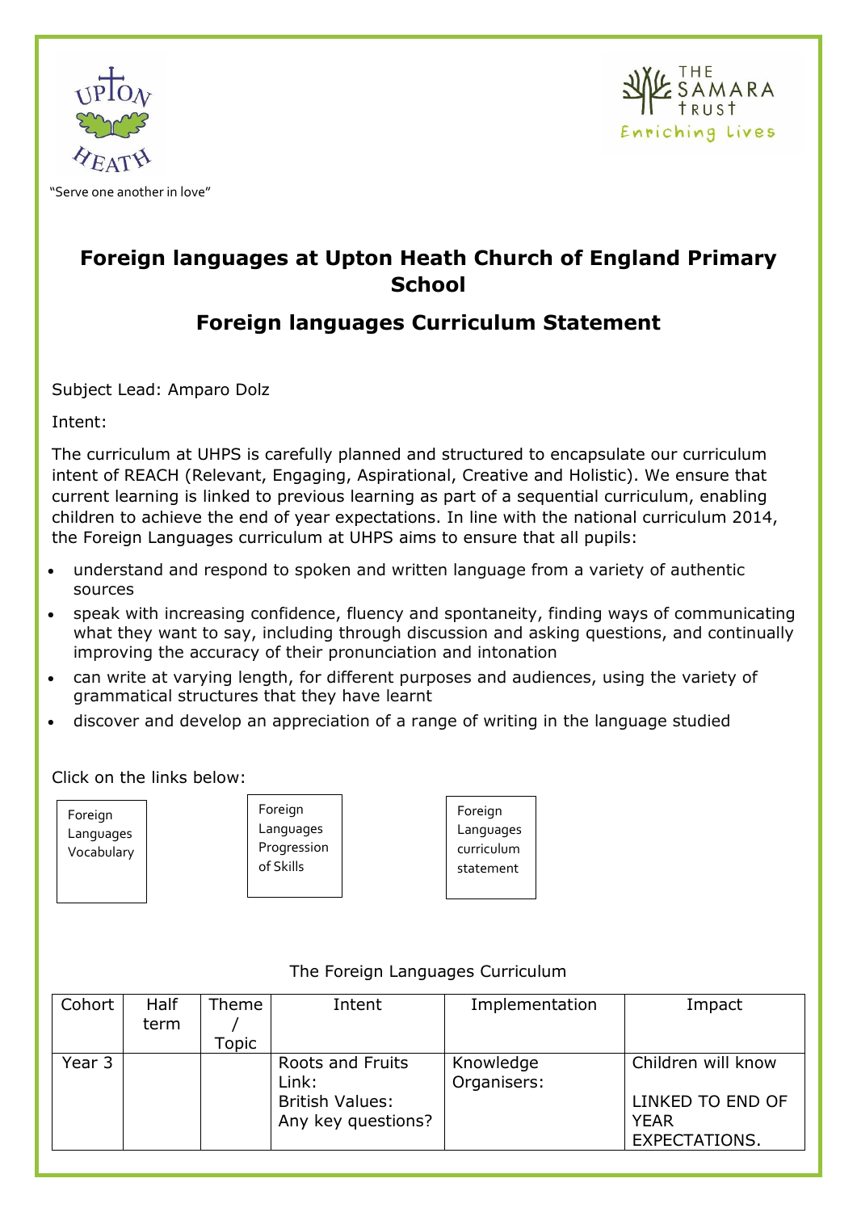"Serve one another in love"

# Foreign languages at Upton Heath Church of England Primary School

## Foreign languages Curriculum Statement

Subject Lead: Amparo Dolz

Intent:

The curriculum at UHPS is carefully planned and structured to encapsulate our curriculum intent of REACH (Relevant, Engaging, Aspirational, Creative and Holistic). We ensure that current learning is linked to previous learning as part of a sequential curriculum, enabling children to achieve the end of year expectations. In line with the national curriculum 2014, the Foreign Languages curriculum at UHPS aims to ensure that all pupils:

- understand and respond to spoken and written language from a variety of authentic sources
- speak with increasing confidence, fluency and spontaneity, finding ways of communicating what they want to say, including through discussion and asking questions, and continually improving the accuracy of their pronunciation and intonation
- can write at varying length, for different purposes and audiences, using the variety of grammatical structures that they have learnt
- discover and develop an appreciation of a range of writing in the language studied

Click on the links below:

Foreign Languages Vocabulary

Foreign Languages Progression of Skills

Foreign Languages curriculum statement

The Foreign Languages Curriculum

| Cohort | Half term | Theme / Topic | Intent | Implementation | Impact |
|---|---|---|---|---|---|
| Year 3 | | | Roots and Fruits Link:<br>British Values:<br>Any key questions? | Knowledge Organisers: | Children will know<br><br>LINKED TO END OF YEAR EXPECTATIONS. |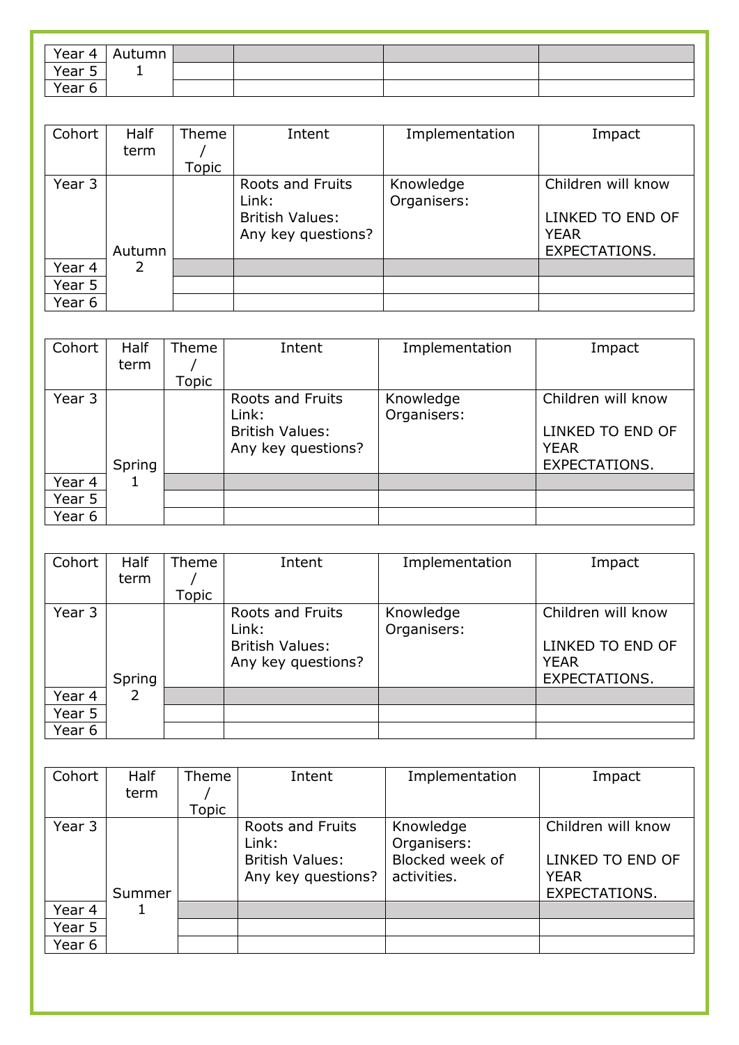| Year 4 | Autumn 1 | | | | |
|---|---|---|---|---|---|
| Year 5 | | | | | |
| Year 6 | | | | | |

| Cohort | Half term | Theme / Topic | Intent | Implementation | Impact |
|---|---|---|---|---|---|
| Year 3 | Autumn 2 | | Roots and Fruits Link:<br>British Values:<br>Any key questions? | Knowledge Organisers: | Children will know<br><br>LINKED TO END OF YEAR EXPECTATIONS. |
| Year 4 | | | | | |
| Year 5 | | | | | |
| Year 6 | | | | | |

| Cohort | Half term | Theme / Topic | Intent | Implementation | Impact |
|---|---|---|---|---|---|
| Year 3 | Spring 1 | | Roots and Fruits Link:<br>British Values:<br>Any key questions? | Knowledge Organisers: | Children will know<br><br>LINKED TO END OF YEAR EXPECTATIONS. |
| Year 4 | | | | | |
| Year 5 | | | | | |
| Year 6 | | | | | |

| Cohort | Half term | Theme / Topic | Intent | Implementation | Impact |
|---|---|---|---|---|---|
| Year 3 | Spring 2 | | Roots and Fruits Link:<br>British Values:<br>Any key questions? | Knowledge Organisers: | Children will know<br><br>LINKED TO END OF YEAR EXPECTATIONS. |
| Year 4 | | | | | |
| Year 5 | | | | | |
| Year 6 | | | | | |

| Cohort | Half term | Theme / Topic | Intent | Implementation | Impact |
|---|---|---|---|---|---|
| Year 3 | Summer 1 | | Roots and Fruits Link:<br>British Values:<br>Any key questions? | Knowledge Organisers:<br>Blocked week of activities. | Children will know<br><br>LINKED TO END OF YEAR EXPECTATIONS. |
| Year 4 | | | | | |
| Year 5 | | | | | |
| Year 6 | | | | | |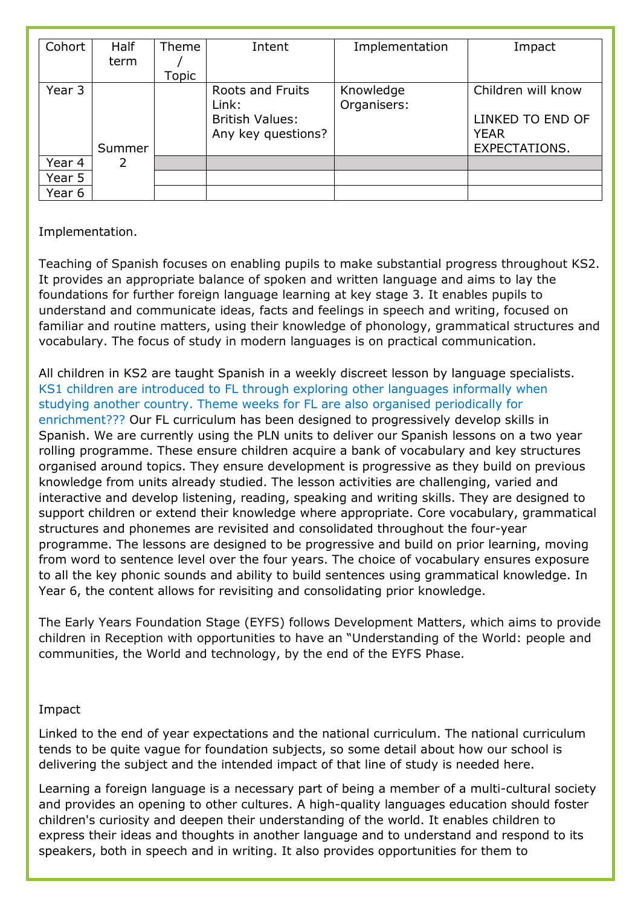| Cohort | Half term | Theme / Topic | Intent | Implementation | Impact |
|---|---|---|---|---|---|
| Year 3 | Summer 2 | | Roots and Fruits Link:<br>British Values:<br>Any key questions? | Knowledge Organisers: | Children will know<br><br>LINKED TO END OF YEAR EXPECTATIONS. |
| Year 4 | | | | | |
| Year 5 | | | | | |
| Year 6 | | | | | |

Implementation.

Teaching of Spanish focuses on enabling pupils to make substantial progress throughout KS2. It provides an appropriate balance of spoken and written language and aims to lay the foundations for further foreign language learning at key stage 3. It enables pupils to understand and communicate ideas, facts and feelings in speech and writing, focused on familiar and routine matters, using their knowledge of phonology, grammatical structures and vocabulary. The focus of study in modern languages is on practical communication.

All children in KS2 are taught Spanish in a weekly discreet lesson by language specialists. KS1 children are introduced to FL through exploring other languages informally when studying another country. Theme weeks for FL are also organised periodically for enrichment??? Our FL curriculum has been designed to progressively develop skills in Spanish. We are currently using the PLN units to deliver our Spanish lessons on a two year rolling programme. These ensure children acquire a bank of vocabulary and key structures organised around topics. They ensure development is progressive as they build on previous knowledge from units already studied. The lesson activities are challenging, varied and interactive and develop listening, reading, speaking and writing skills. They are designed to support children or extend their knowledge where appropriate. Core vocabulary, grammatical structures and phonemes are revisited and consolidated throughout the four-year programme. The lessons are designed to be progressive and build on prior learning, moving from word to sentence level over the four years. The choice of vocabulary ensures exposure to all the key phonic sounds and ability to build sentences using grammatical knowledge. In Year 6, the content allows for revisiting and consolidating prior knowledge.

The Early Years Foundation Stage (EYFS) follows Development Matters, which aims to provide children in Reception with opportunities to have an "Understanding of the World: people and communities, the World and technology, by the end of the EYFS Phase.

Impact

Linked to the end of year expectations and the national curriculum. The national curriculum tends to be quite vague for foundation subjects, so some detail about how our school is delivering the subject and the intended impact of that line of study is needed here.

Learning a foreign language is a necessary part of being a member of a multi-cultural society and provides an opening to other cultures. A high-quality languages education should foster children's curiosity and deepen their understanding of the world. It enables children to express their ideas and thoughts in another language and to understand and respond to its speakers, both in speech and in writing. It also provides opportunities for them to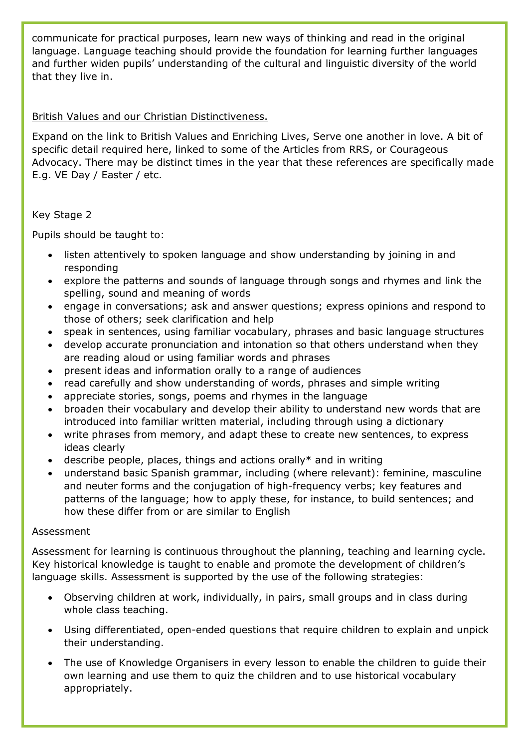communicate for practical purposes, learn new ways of thinking and read in the original language. Language teaching should provide the foundation for learning further languages and further widen pupils' understanding of the cultural and linguistic diversity of the world that they live in.

<u>British Values and our Christian Distinctiveness.</u>

Expand on the link to British Values and Enriching Lives, Serve one another in love. A bit of specific detail required here, linked to some of the Articles from RRS, or Courageous Advocacy. There may be distinct times in the year that these references are specifically made E.g. VE Day / Easter / etc.

Key Stage 2

Pupils should be taught to:

- listen attentively to spoken language and show understanding by joining in and responding
- explore the patterns and sounds of language through songs and rhymes and link the spelling, sound and meaning of words
- engage in conversations; ask and answer questions; express opinions and respond to those of others; seek clarification and help
- speak in sentences, using familiar vocabulary, phrases and basic language structures
- develop accurate pronunciation and intonation so that others understand when they are reading aloud or using familiar words and phrases
- present ideas and information orally to a range of audiences
- read carefully and show understanding of words, phrases and simple writing
- appreciate stories, songs, poems and rhymes in the language
- broaden their vocabulary and develop their ability to understand new words that are introduced into familiar written material, including through using a dictionary
- write phrases from memory, and adapt these to create new sentences, to express ideas clearly
- describe people, places, things and actions orally* and in writing
- understand basic Spanish grammar, including (where relevant): feminine, masculine and neuter forms and the conjugation of high-frequency verbs; key features and patterns of the language; how to apply these, for instance, to build sentences; and how these differ from or are similar to English

Assessment

Assessment for learning is continuous throughout the planning, teaching and learning cycle. Key historical knowledge is taught to enable and promote the development of children's language skills. Assessment is supported by the use of the following strategies:

- Observing children at work, individually, in pairs, small groups and in class during whole class teaching.
- Using differentiated, open-ended questions that require children to explain and unpick their understanding.
- The use of Knowledge Organisers in every lesson to enable the children to guide their own learning and use them to quiz the children and to use historical vocabulary appropriately.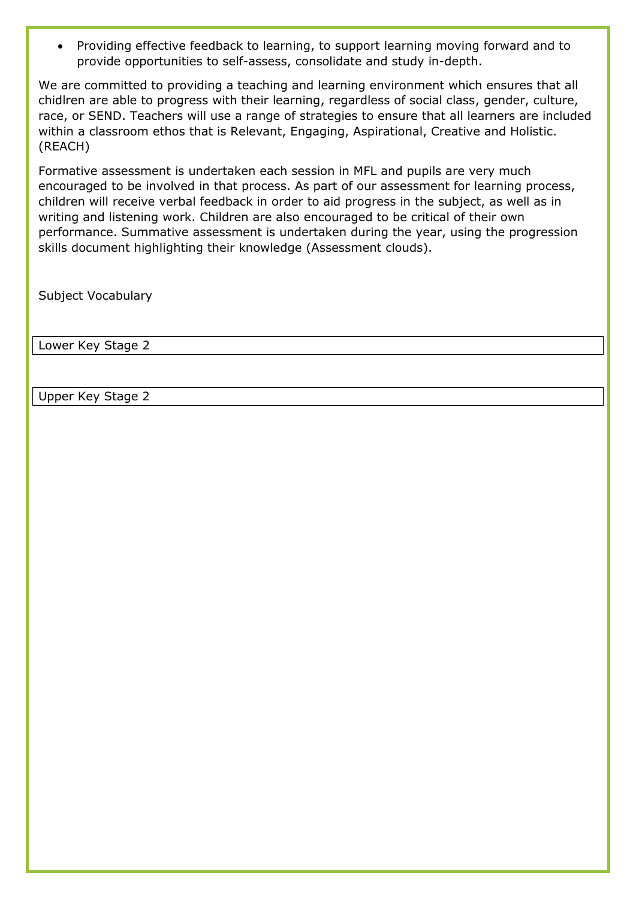- Providing effective feedback to learning, to support learning moving forward and to provide opportunities to self-assess, consolidate and study in-depth.

We are committed to providing a teaching and learning environment which ensures that all chidlren are able to progress with their learning, regardless of social class, gender, culture, race, or SEND. Teachers will use a range of strategies to ensure that all learners are included within a classroom ethos that is Relevant, Engaging, Aspirational, Creative and Holistic. (REACH)

Formative assessment is undertaken each session in MFL and pupils are very much encouraged to be involved in that process. As part of our assessment for learning process, children will receive verbal feedback in order to aid progress in the subject, as well as in writing and listening work. Children are also encouraged to be critical of their own performance. Summative assessment is undertaken during the year, using the progression skills document highlighting their knowledge (Assessment clouds).

Subject Vocabulary

| |
|---|
| Lower Key Stage 2 |

| |
|---|
| Upper Key Stage 2 |